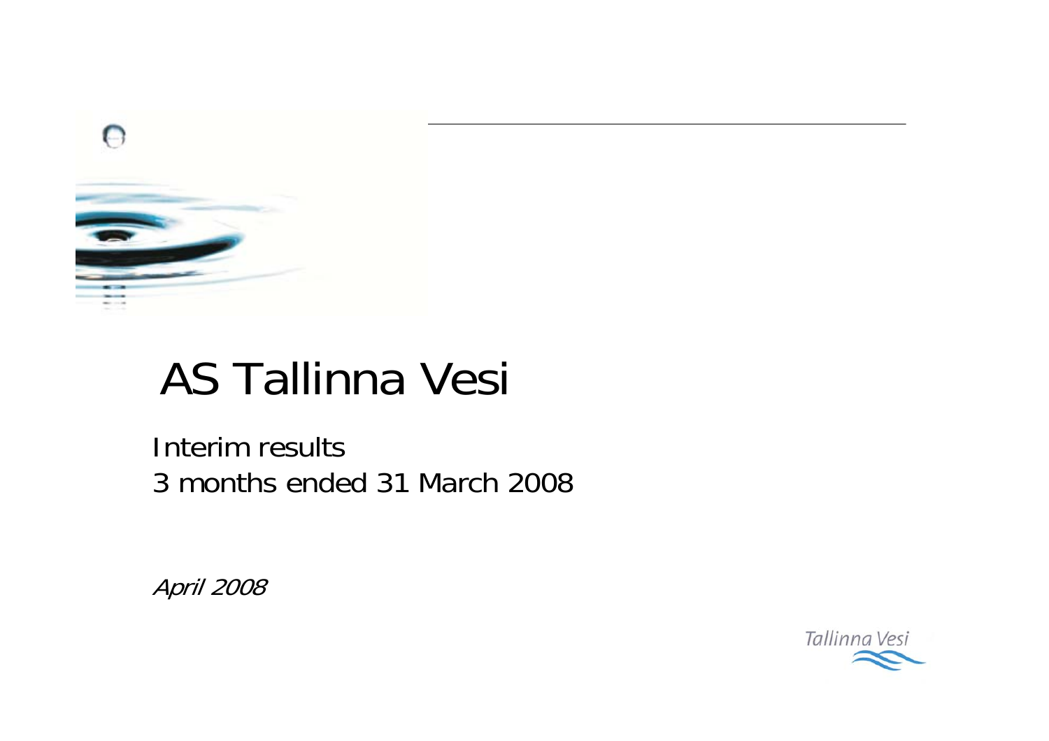# AS Tallinna Vesi

Interim results
3 months ended 31 March 2008

*April 2008*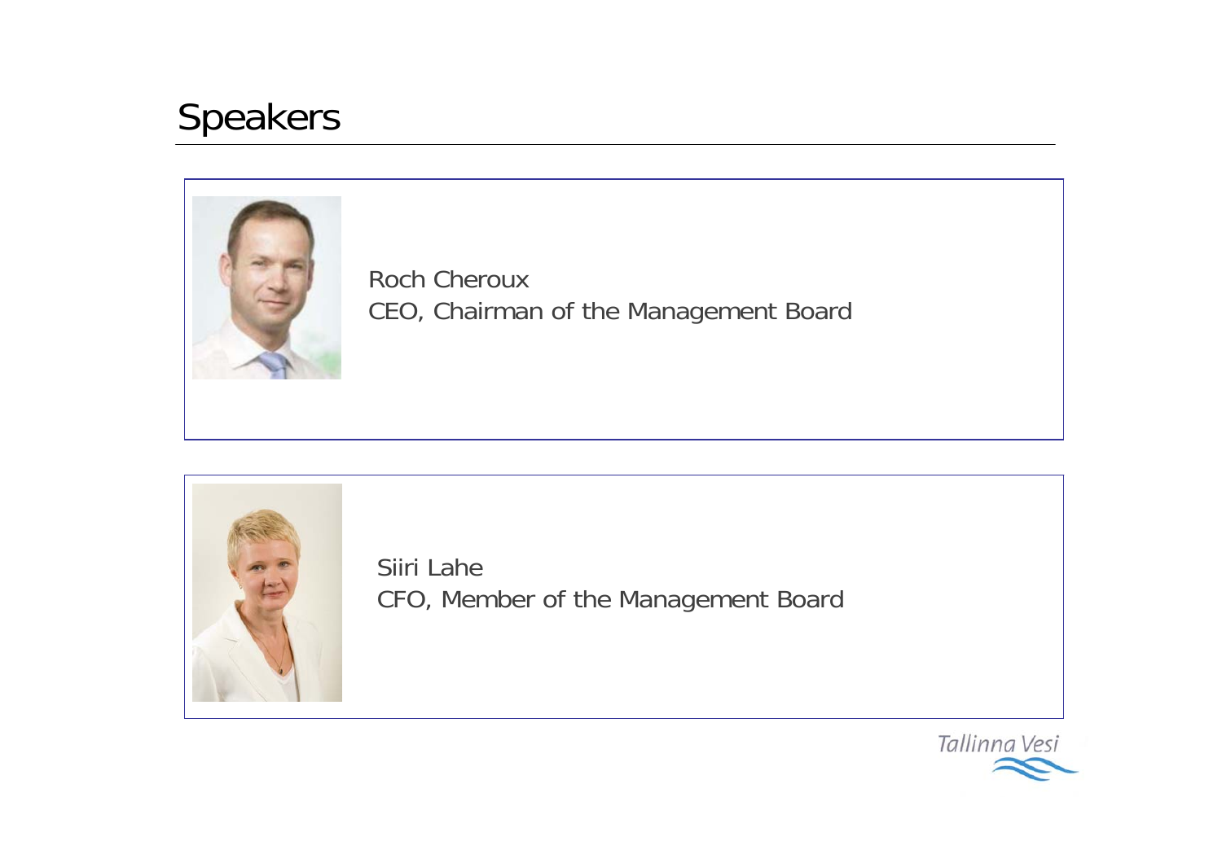# Speakers

Roch Cheroux
CEO, Chairman of the Management Board

Siiri Lahe
CFO, Member of the Management Board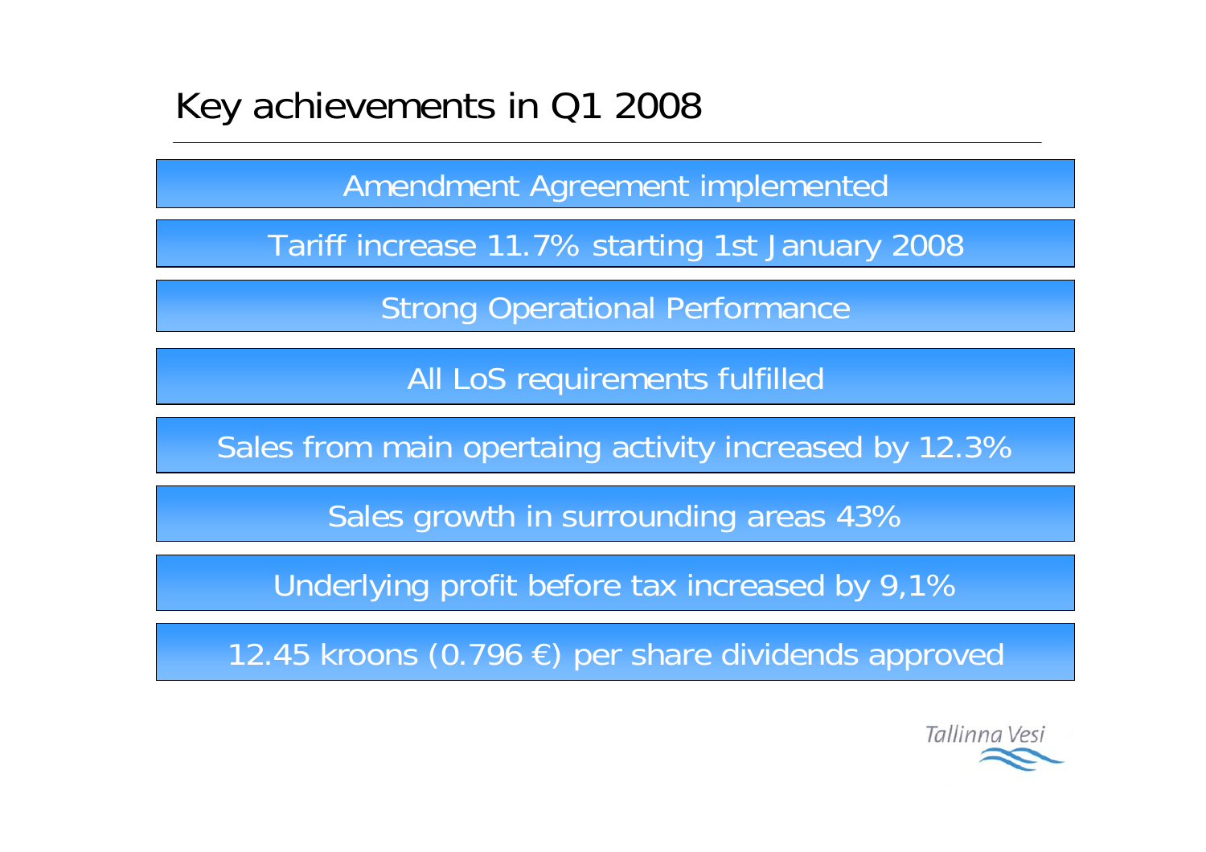# Key achievements in Q1 2008

- Amendment Agreement implemented
- Tariff increase 11.7% starting 1st January 2008
- Strong Operational Performance
- All LoS requirements fulfilled
- Sales from main opertaing activity increased by 12.3%
- Sales growth in surrounding areas 43%
- Underlying profit before tax increased by 9,1%
- 12.45 kroons (0.796 €) per share dividends approved

Tallinna Vesi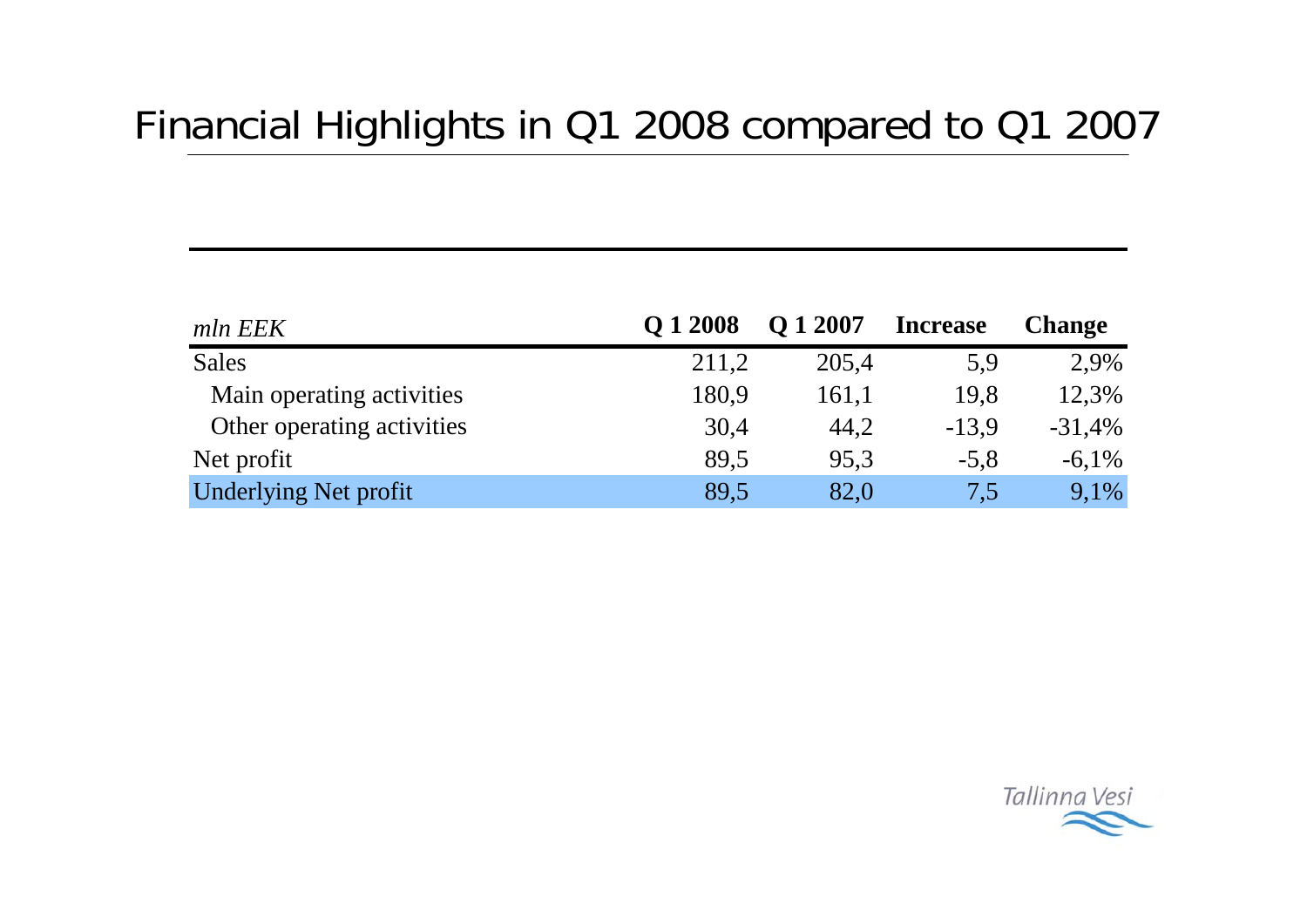# Financial Highlights in Q1 2008 compared to Q1 2007

| *mln EEK* | **Q 1 2008** | **Q 1 2007** | **Increase** | **Change** |
|---|---|---|---|---|
| Sales | 211,2 | 205,4 | 5,9 | 2,9% |
| Main operating activities | 180,9 | 161,1 | 19,8 | 12,3% |
| Other operating activities | 30,4 | 44,2 | -13,9 | -31,4% |
| Net profit | 89,5 | 95,3 | -5,8 | -6,1% |
| Underlying Net profit | 89,5 | 82,0 | 7,5 | 9,1% |

Tallinna Vesi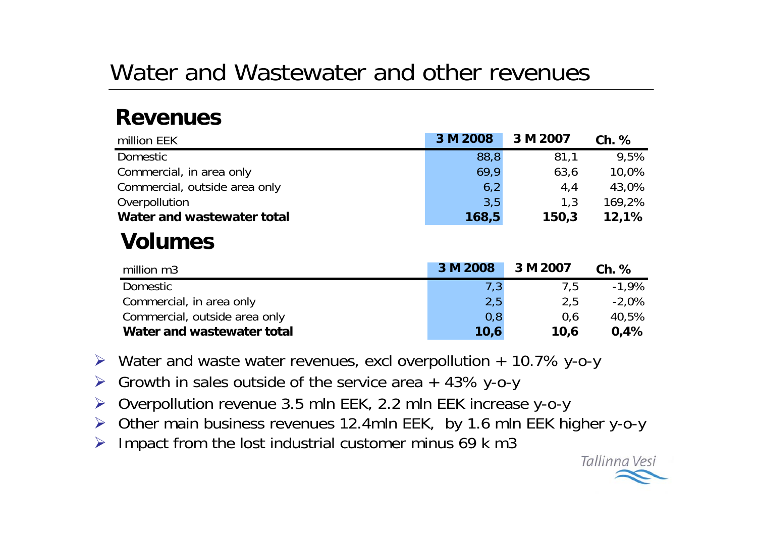# Water and Wastewater and other revenues

## Revenues

| million EEK | 3 M 2008 | 3 M 2007 | Ch. % |
|---|---|---|---|
| Domestic | 88,8 | 81,1 | 9,5% |
| Commercial, in area only | 69,9 | 63,6 | 10,0% |
| Commercial, outside area only | 6,2 | 4,4 | 43,0% |
| Overpollution | 3,5 | 1,3 | 169,2% |
| **Water and wastewater total** | **168,5** | **150,3** | **12,1%** |

## Volumes

| million m3 | 3 M 2008 | 3 M 2007 | Ch. % |
|---|---|---|---|
| Domestic | 7,3 | 7,5 | -1,9% |
| Commercial, in area only | 2,5 | 2,5 | -2,0% |
| Commercial, outside area only | 0,8 | 0,6 | 40,5% |
| **Water and wastewater total** | **10,6** | **10,6** | **0,4%** |

- Water and waste water revenues, excl overpollution + 10.7% y-o-y
- Growth in sales outside of the service area + 43% y-o-y
- Overpollution revenue 3.5 mln EEK, 2.2 mln EEK increase y-o-y
- Other main business revenues 12.4mln EEK, by 1.6 mln EEK higher y-o-y
- Impact from the lost industrial customer minus 69 k m3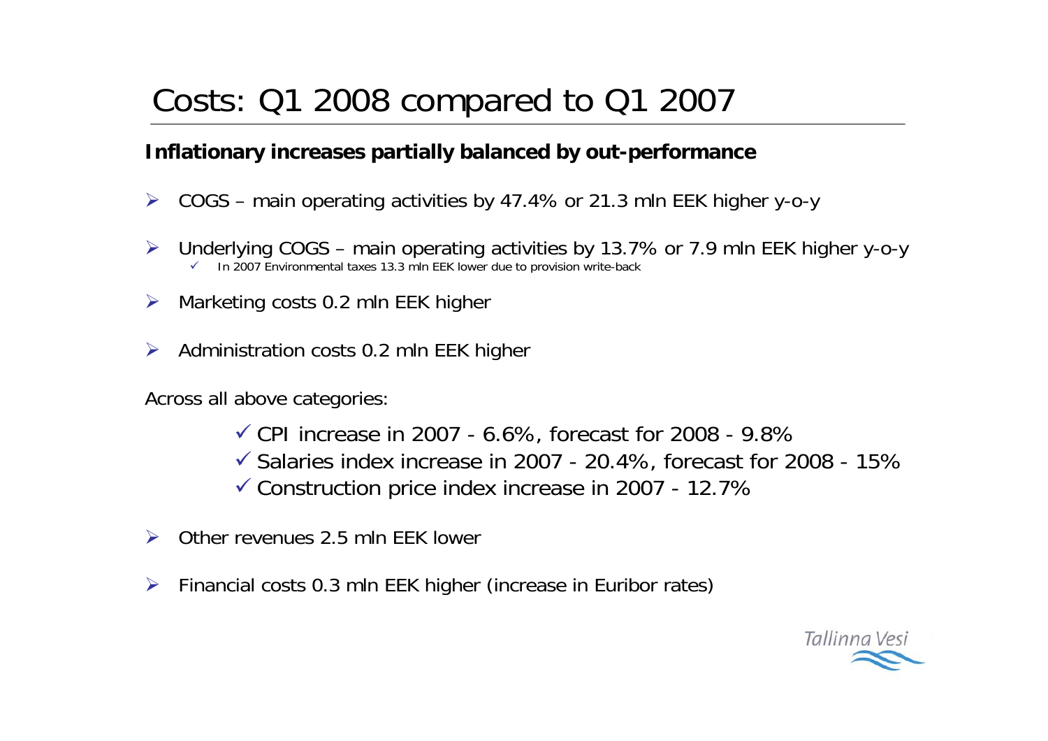# Costs: Q1 2008 compared to Q1 2007

**Inflationary increases partially balanced by out-performance**

- COGS – main operating activities by 47.4% or 21.3 mln EEK higher y-o-y
- Underlying COGS – main operating activities by 13.7% or 7.9 mln EEK higher y-o-y
  - In 2007 Environmental taxes 13.3 mln EEK lower due to provision write-back
- Marketing costs 0.2 mln EEK higher
- Administration costs 0.2 mln EEK higher

Across all above categories:

- CPI increase in 2007 - 6.6%, forecast for 2008 - 9.8%
- Salaries index increase in 2007 - 20.4%, forecast for 2008 - 15%
- Construction price index increase in 2007 - 12.7%

- Other revenues 2.5 mln EEK lower
- Financial costs 0.3 mln EEK higher (increase in Euribor rates)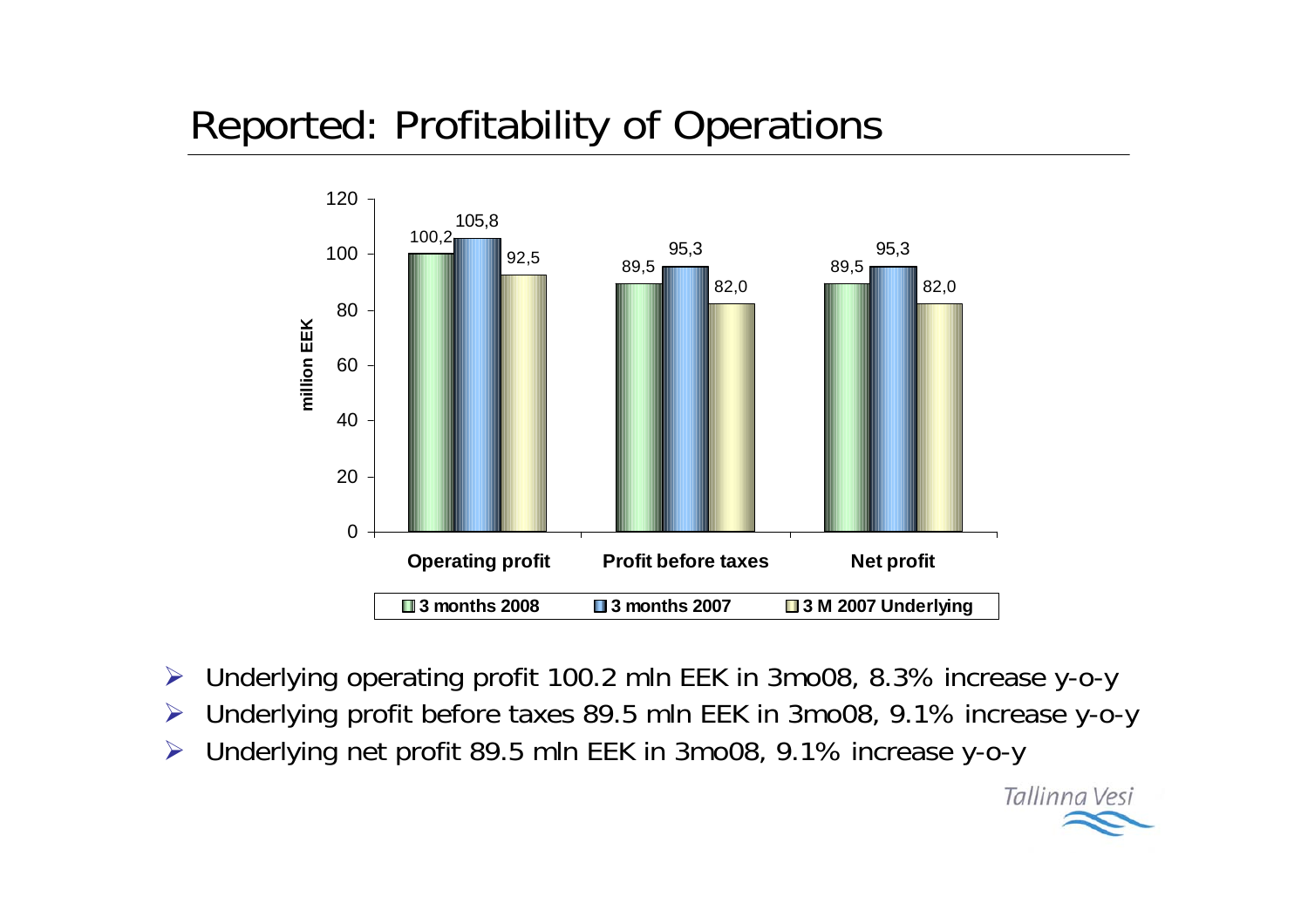# Reported: Profitability of Operations

| | 3 months 2008 | 3 months 2007 | 3 M 2007 Underlying |
|---|---|---|---|
| Operating profit | 100,2 | 105,8 | 92,5 |
| Profit before taxes | 89,5 | 95,3 | 82,0 |
| Net profit | 89,5 | 95,3 | 82,0 |

*million EEK*

- Underlying operating profit 100.2 mln EEK in 3mo08, 8.3% increase y-o-y
- Underlying profit before taxes 89.5 mln EEK in 3mo08, 9.1% increase y-o-y
- Underlying net profit 89.5 mln EEK in 3mo08, 9.1% increase y-o-y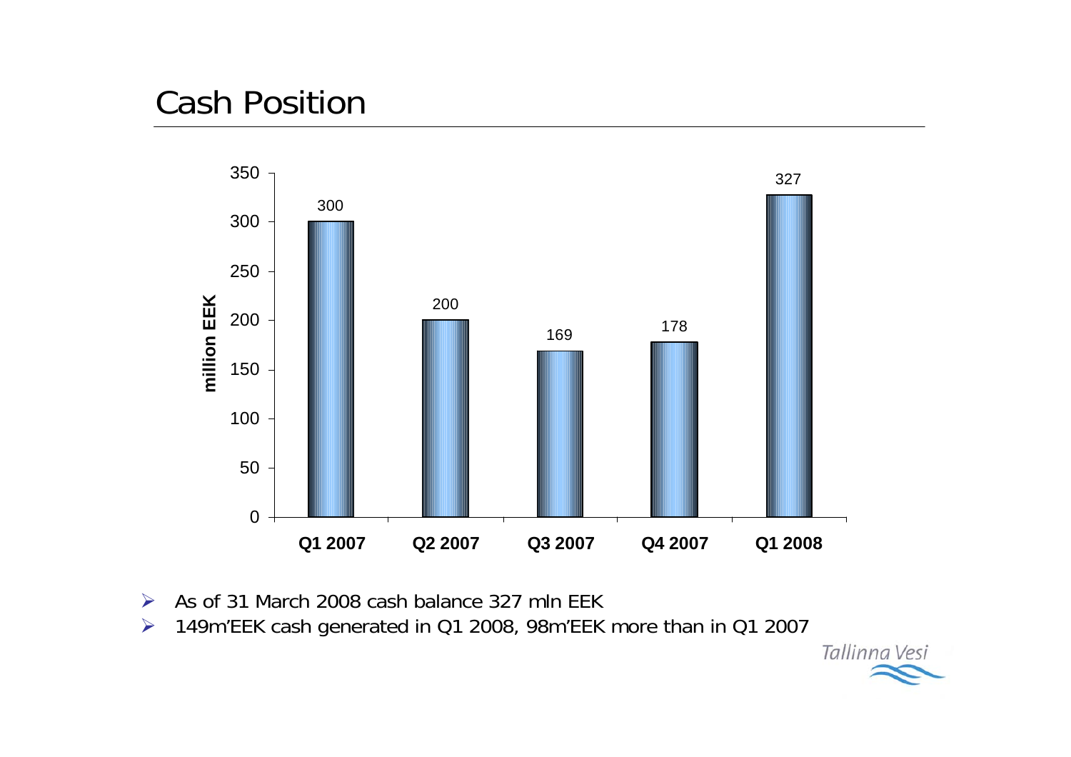# Cash Position

| | million EEK |
|---|---|
| Q1 2007 | 300 |
| Q2 2007 | 200 |
| Q3 2007 | 169 |
| Q4 2007 | 178 |
| Q1 2008 | 327 |

- As of 31 March 2008 cash balance 327 mln EEK
- 149m'EEK cash generated in Q1 2008, 98m'EEK more than in Q1 2007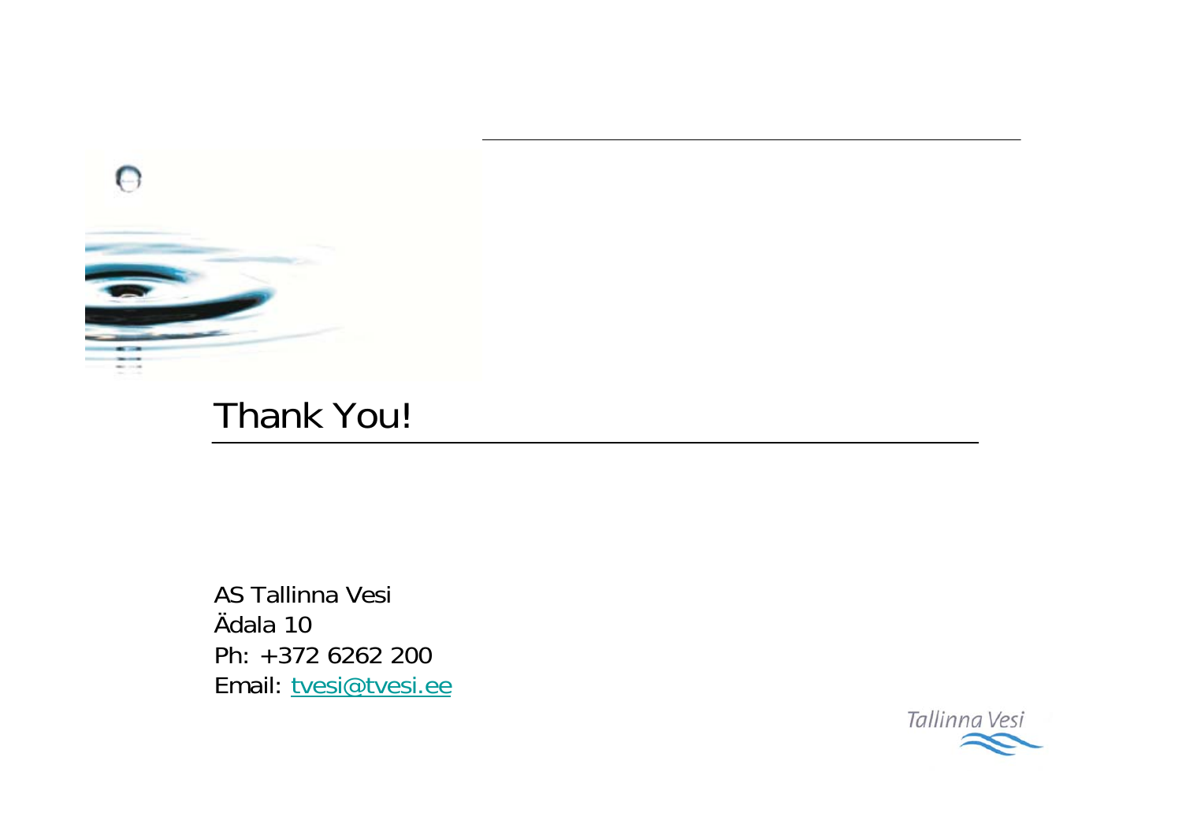# Thank You!

AS Tallinna Vesi
Ädala 10
Ph: +372 6262 200
Email: tvesi@tvesi.ee

Tallinna Vesi